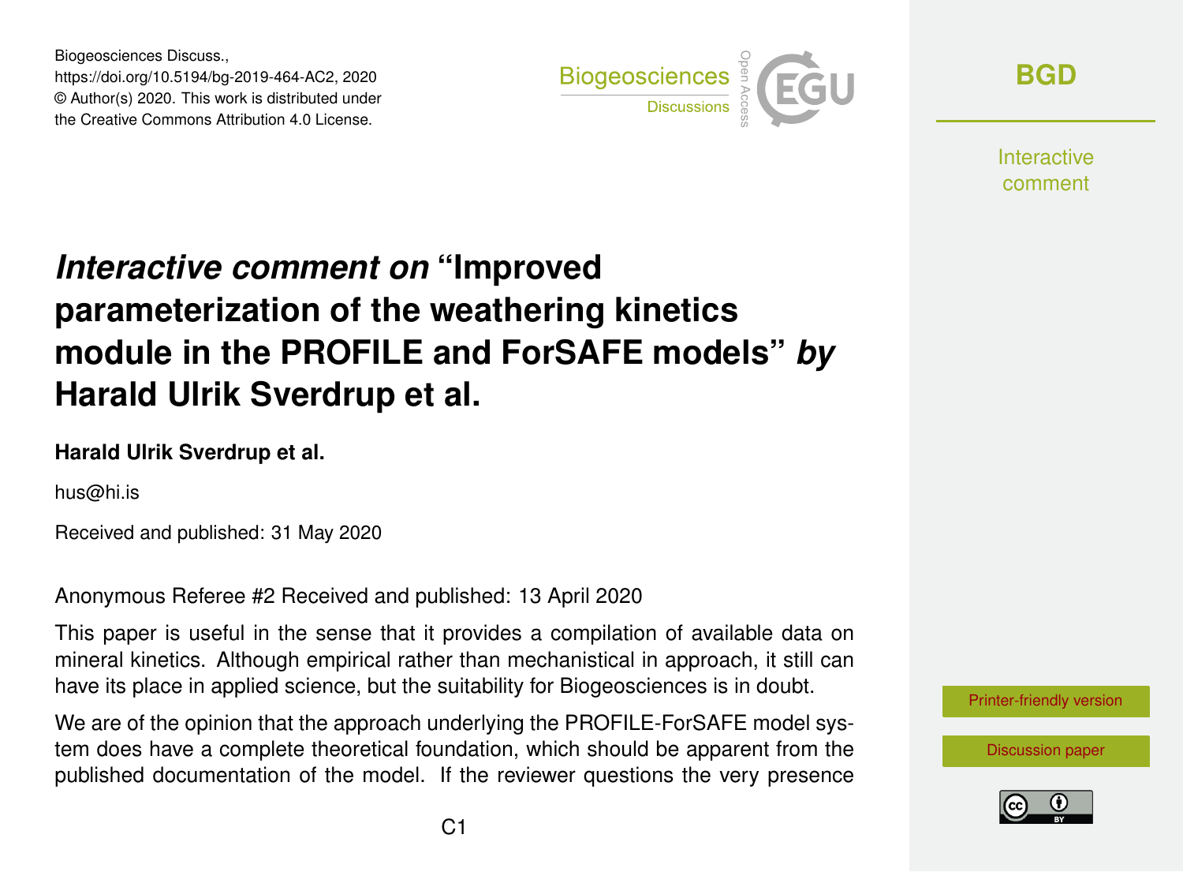Biogeosciences Discuss.,
https://doi.org/10.5194/bg-2019-464-AC2, 2020
© Author(s) 2020. This work is distributed under
the Creative Commons Attribution 4.0 License.

# *Interactive comment on* "Improved parameterization of the weathering kinetics module in the PROFILE and ForSAFE models" *by* Harald Ulrik Sverdrup et al.

**Harald Ulrik Sverdrup et al.**

hus@hi.is

Received and published: 31 May 2020

Anonymous Referee #2 Received and published: 13 April 2020

This paper is useful in the sense that it provides a compilation of available data on mineral kinetics. Although empirical rather than mechanistical in approach, it still can have its place in applied science, but the suitability for Biogeosciences is in doubt.

We are of the opinion that the approach underlying the PROFILE-ForSAFE model system does have a complete theoretical foundation, which should be apparent from the published documentation of the model. If the reviewer questions the very presence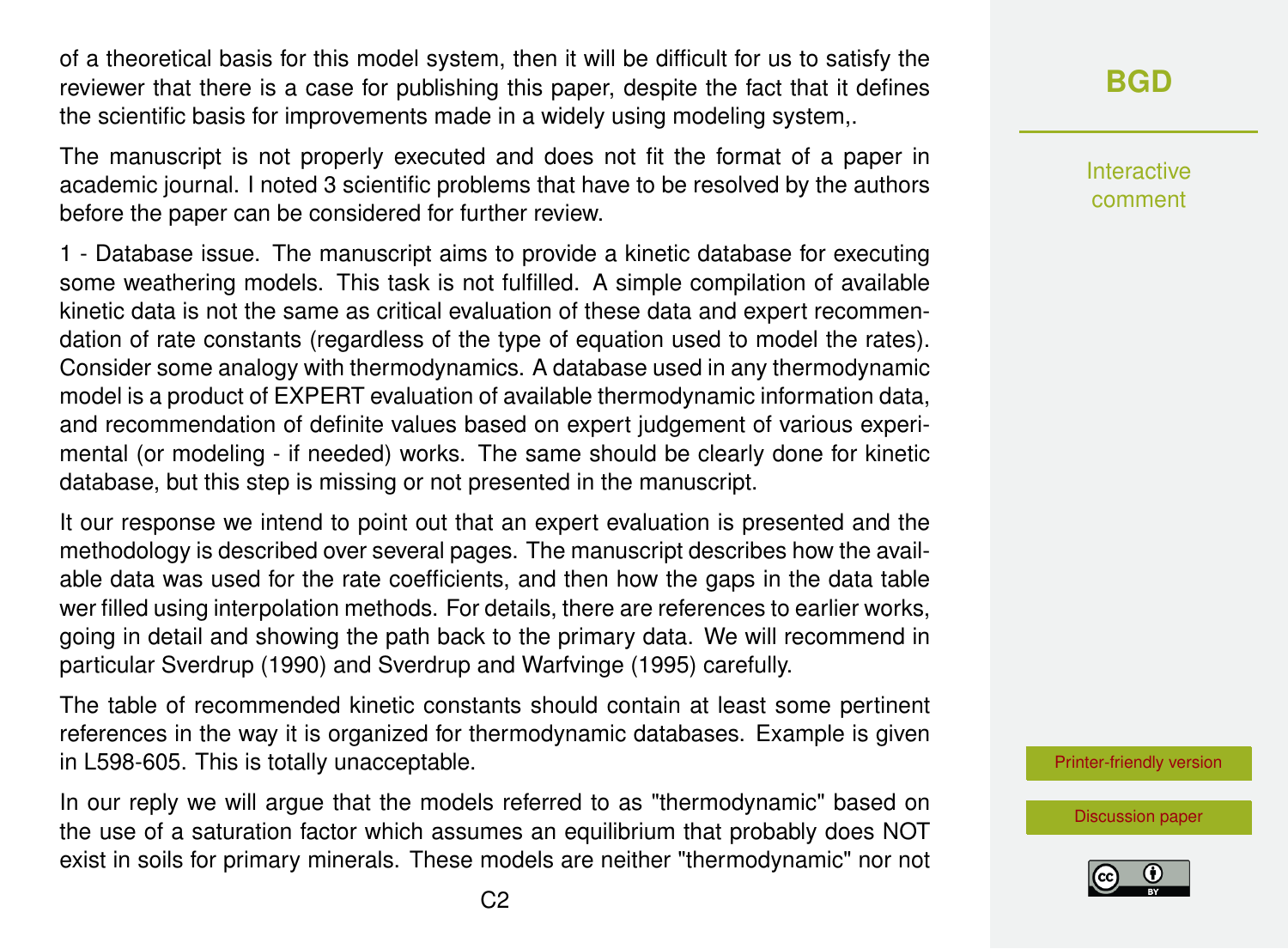of a theoretical basis for this model system, then it will be difficult for us to satisfy the reviewer that there is a case for publishing this paper, despite the fact that it defines the scientific basis for improvements made in a widely using modeling system,.

The manuscript is not properly executed and does not fit the format of a paper in academic journal. I noted 3 scientific problems that have to be resolved by the authors before the paper can be considered for further review.

1 - Database issue. The manuscript aims to provide a kinetic database for executing some weathering models. This task is not fulfilled. A simple compilation of available kinetic data is not the same as critical evaluation of these data and expert recommendation of rate constants (regardless of the type of equation used to model the rates). Consider some analogy with thermodynamics. A database used in any thermodynamic model is a product of EXPERT evaluation of available thermodynamic information data, and recommendation of definite values based on expert judgement of various experimental (or modeling - if needed) works. The same should be clearly done for kinetic database, but this step is missing or not presented in the manuscript.

It our response we intend to point out that an expert evaluation is presented and the methodology is described over several pages. The manuscript describes how the available data was used for the rate coefficients, and then how the gaps in the data table wer filled using interpolation methods. For details, there are references to earlier works, going in detail and showing the path back to the primary data. We will recommend in particular Sverdrup (1990) and Sverdrup and Warfvinge (1995) carefully.

The table of recommended kinetic constants should contain at least some pertinent references in the way it is organized for thermodynamic databases. Example is given in L598-605. This is totally unacceptable.

In our reply we will argue that the models referred to as "thermodynamic" based on the use of a saturation factor which assumes an equilibrium that probably does NOT exist in soils for primary minerals. These models are neither "thermodynamic" nor not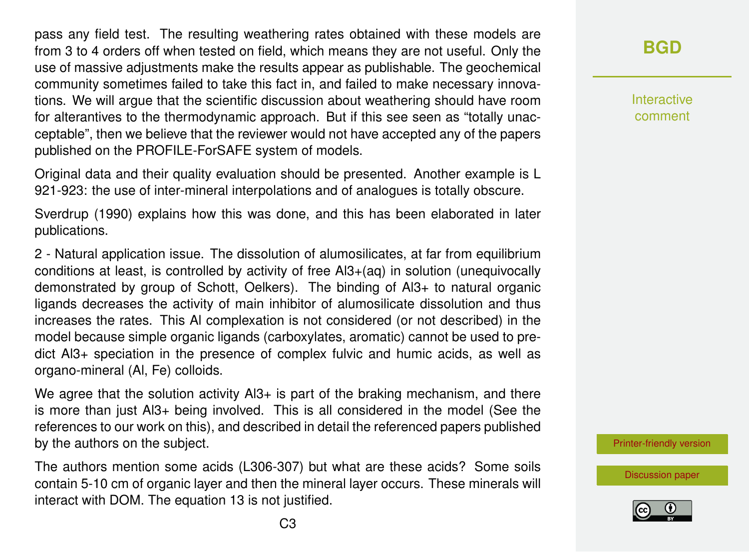pass any field test. The resulting weathering rates obtained with these models are from 3 to 4 orders off when tested on field, which means they are not useful. Only the use of massive adjustments make the results appear as publishable. The geochemical community sometimes failed to take this fact in, and failed to make necessary innovations. We will argue that the scientific discussion about weathering should have room for alterantives to the thermodynamic approach. But if this see seen as "totally unacceptable", then we believe that the reviewer would not have accepted any of the papers published on the PROFILE-ForSAFE system of models.

Original data and their quality evaluation should be presented. Another example is L 921-923: the use of inter-mineral interpolations and of analogues is totally obscure.

Sverdrup (1990) explains how this was done, and this has been elaborated in later publications.

2 - Natural application issue. The dissolution of alumosilicates, at far from equilibrium conditions at least, is controlled by activity of free $Al^{3+}(aq)$ in solution (unequivocally demonstrated by group of Schott, Oelkers). The binding of $Al^{3+}$ to natural organic ligands decreases the activity of main inhibitor of alumosilicate dissolution and thus increases the rates. This Al complexation is not considered (or not described) in the model because simple organic ligands (carboxylates, aromatic) cannot be used to predict $Al^{3+}$ speciation in the presence of complex fulvic and humic acids, as well as organo-mineral (Al, Fe) colloids.

We agree that the solution activity $Al^{3+}$ is part of the braking mechanism, and there is more than just $Al^{3+}$ being involved. This is all considered in the model (See the references to our work on this), and described in detail the referenced papers published by the authors on the subject.

The authors mention some acids (L306-307) but what are these acids? Some soils contain 5-10 cm of organic layer and then the mineral layer occurs. These minerals will interact with DOM. The equation 13 is not justified.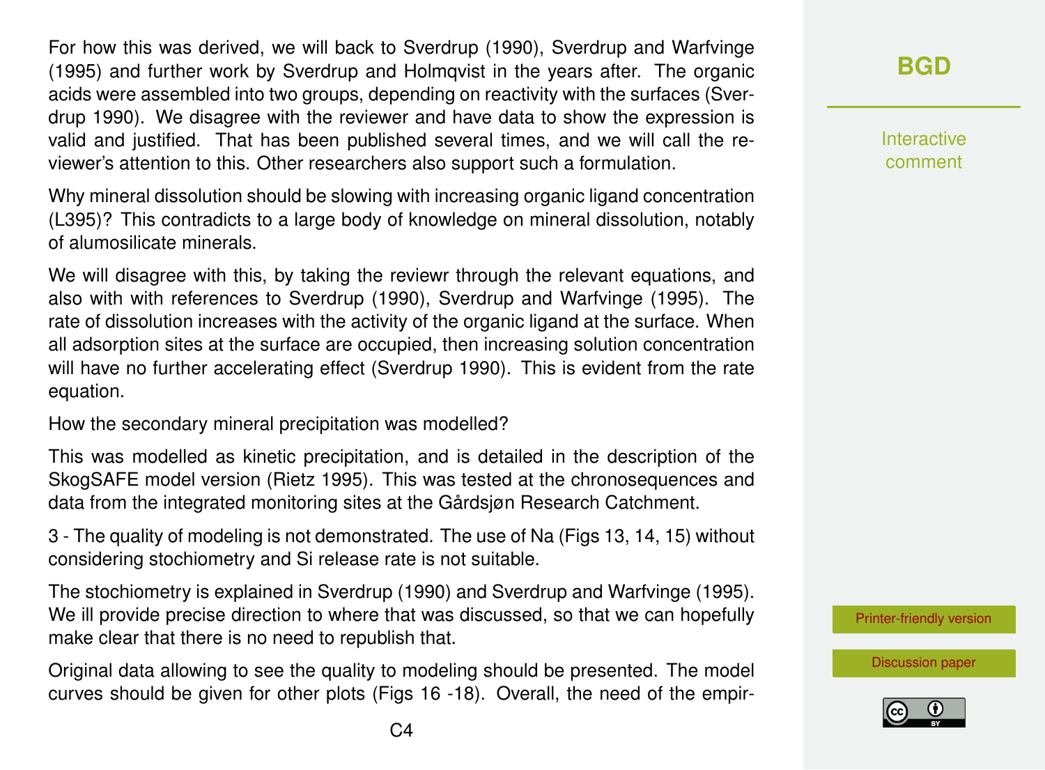For how this was derived, we will back to Sverdrup (1990), Sverdrup and Warfvinge (1995) and further work by Sverdrup and Holmqvist in the years after. The organic acids were assembled into two groups, depending on reactivity with the surfaces (Sverdrup 1990). We disagree with the reviewer and have data to show the expression is valid and justified. That has been published several times, and we will call the reviewer's attention to this. Other researchers also support such a formulation.

Why mineral dissolution should be slowing with increasing organic ligand concentration (L395)? This contradicts to a large body of knowledge on mineral dissolution, notably of alumosilicate minerals.

We will disagree with this, by taking the reviewr through the relevant equations, and also with with references to Sverdrup (1990), Sverdrup and Warfvinge (1995). The rate of dissolution increases with the activity of the organic ligand at the surface. When all adsorption sites at the surface are occupied, then increasing solution concentration will have no further accelerating effect (Sverdrup 1990). This is evident from the rate equation.

How the secondary mineral precipitation was modelled?

This was modelled as kinetic precipitation, and is detailed in the description of the SkogSAFE model version (Rietz 1995). This was tested at the chronosequences and data from the integrated monitoring sites at the Gårdsjøn Research Catchment.

3 - The quality of modeling is not demonstrated. The use of Na (Figs 13, 14, 15) without considering stochiometry and Si release rate is not suitable.

The stochiometry is explained in Sverdrup (1990) and Sverdrup and Warfvinge (1995). We ill provide precise direction to where that was discussed, so that we can hopefully make clear that there is no need to republish that.

Original data allowing to see the quality to modeling should be presented. The model curves should be given for other plots (Figs 16 -18). Overall, the need of the empir-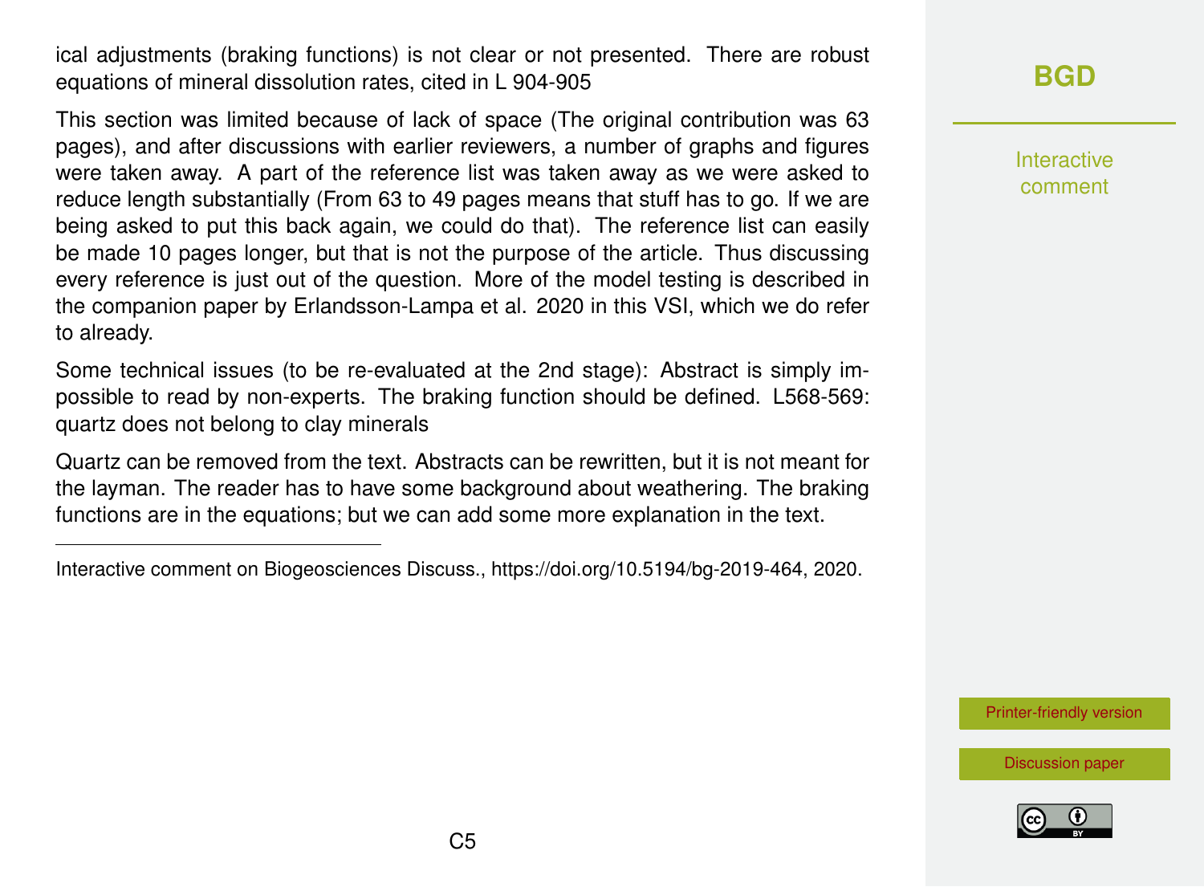ical adjustments (braking functions) is not clear or not presented. There are robust equations of mineral dissolution rates, cited in L 904-905

This section was limited because of lack of space (The original contribution was 63 pages), and after discussions with earlier reviewers, a number of graphs and figures were taken away. A part of the reference list was taken away as we were asked to reduce length substantially (From 63 to 49 pages means that stuff has to go. If we are being asked to put this back again, we could do that). The reference list can easily be made 10 pages longer, but that is not the purpose of the article. Thus discussing every reference is just out of the question. More of the model testing is described in the companion paper by Erlandsson-Lampa et al. 2020 in this VSI, which we do refer to already.

Some technical issues (to be re-evaluated at the 2nd stage): Abstract is simply impossible to read by non-experts. The braking function should be defined. L568-569: quartz does not belong to clay minerals

Quartz can be removed from the text. Abstracts can be rewritten, but it is not meant for the layman. The reader has to have some background about weathering. The braking functions are in the equations; but we can add some more explanation in the text.

---

Interactive comment on Biogeosciences Discuss., https://doi.org/10.5194/bg-2019-464, 2020.